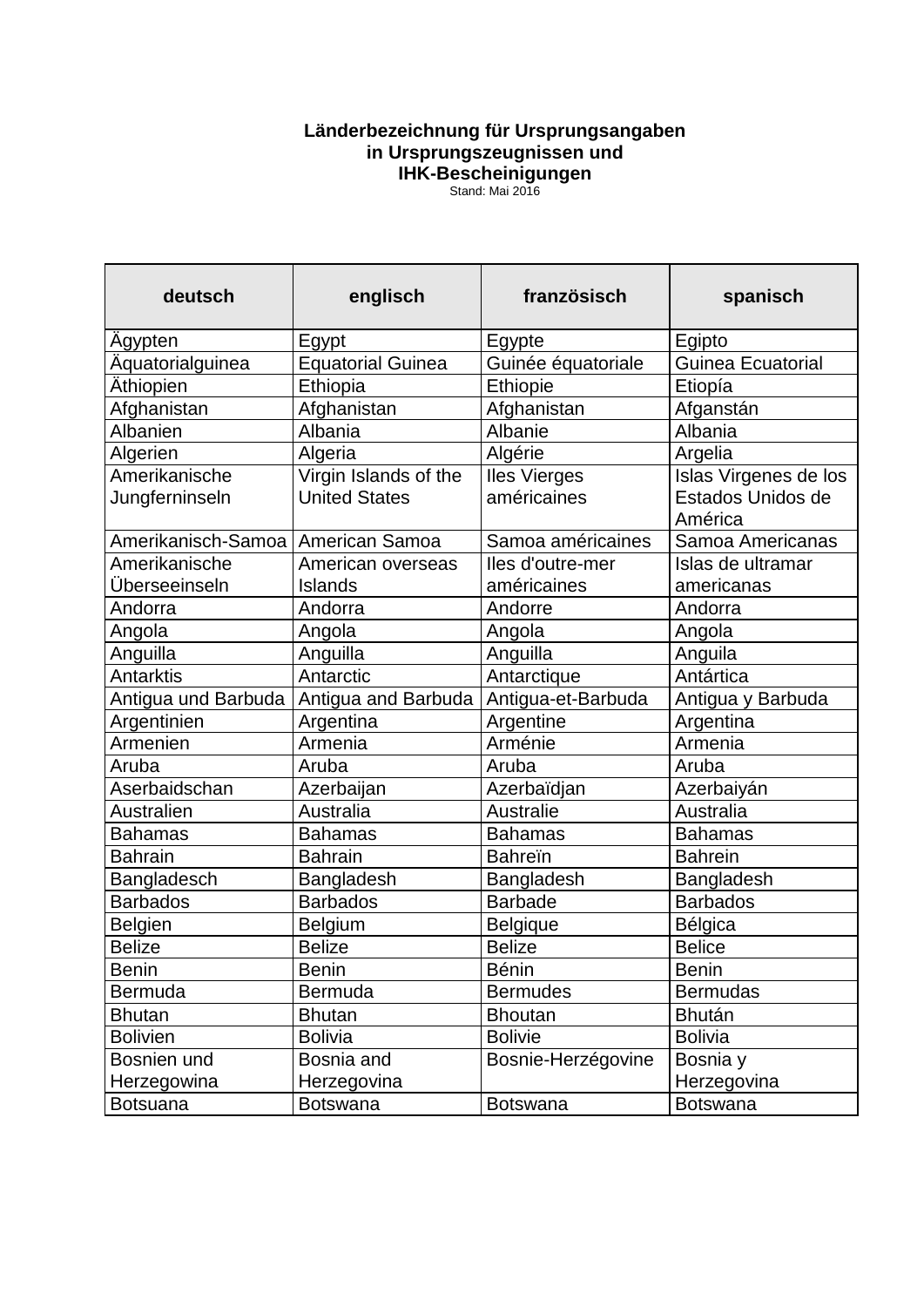**Länderbezeichnung für Ursprungsangaben in Ursprungszeugnissen und IHK-Bescheinigungen**

Stand: Mai 2016

| deutsch | englisch | französisch | spanisch |
|---|---|---|---|
| Ägypten | Egypt | Egypte | Egipto |
| Äquatorialguinea | Equatorial Guinea | Guinée équatoriale | Guinea Ecuatorial |
| Äthiopien | Ethiopia | Ethiopie | Etiopía |
| Afghanistan | Afghanistan | Afghanistan | Afganstán |
| Albanien | Albania | Albanie | Albania |
| Algerien | Algeria | Algérie | Argelia |
| Amerikanische Jungferninseln | Virgin Islands of the United States | Iles Vierges américaines | Islas Virgenes de los Estados Unidos de América |
| Amerikanisch-Samoa | American Samoa | Samoa américaines | Samoa Americanas |
| Amerikanische Überseeinseln | American overseas Islands | Iles d'outre-mer américaines | Islas de ultramar americanas |
| Andorra | Andorra | Andorre | Andorra |
| Angola | Angola | Angola | Angola |
| Anguilla | Anguilla | Anguilla | Anguila |
| Antarktis | Antarctic | Antarctique | Antártica |
| Antigua und Barbuda | Antigua and Barbuda | Antigua-et-Barbuda | Antigua y Barbuda |
| Argentinien | Argentina | Argentine | Argentina |
| Armenien | Armenia | Arménie | Armenia |
| Aruba | Aruba | Aruba | Aruba |
| Aserbaidschan | Azerbaijan | Azerbaïdjan | Azerbaiyán |
| Australien | Australia | Australie | Australia |
| Bahamas | Bahamas | Bahamas | Bahamas |
| Bahrain | Bahrain | Bahreïn | Bahrein |
| Bangladesch | Bangladesh | Bangladesh | Bangladesh |
| Barbados | Barbados | Barbade | Barbados |
| Belgien | Belgium | Belgique | Bélgica |
| Belize | Belize | Belize | Belice |
| Benin | Benin | Bénin | Benin |
| Bermuda | Bermuda | Bermudes | Bermudas |
| Bhutan | Bhutan | Bhoutan | Bhután |
| Bolivien | Bolivia | Bolivie | Bolivia |
| Bosnien und Herzegowina | Bosnia and Herzegovina | Bosnie-Herzégovine | Bosnia y Herzegovina |
| Botsuana | Botswana | Botswana | Botswana |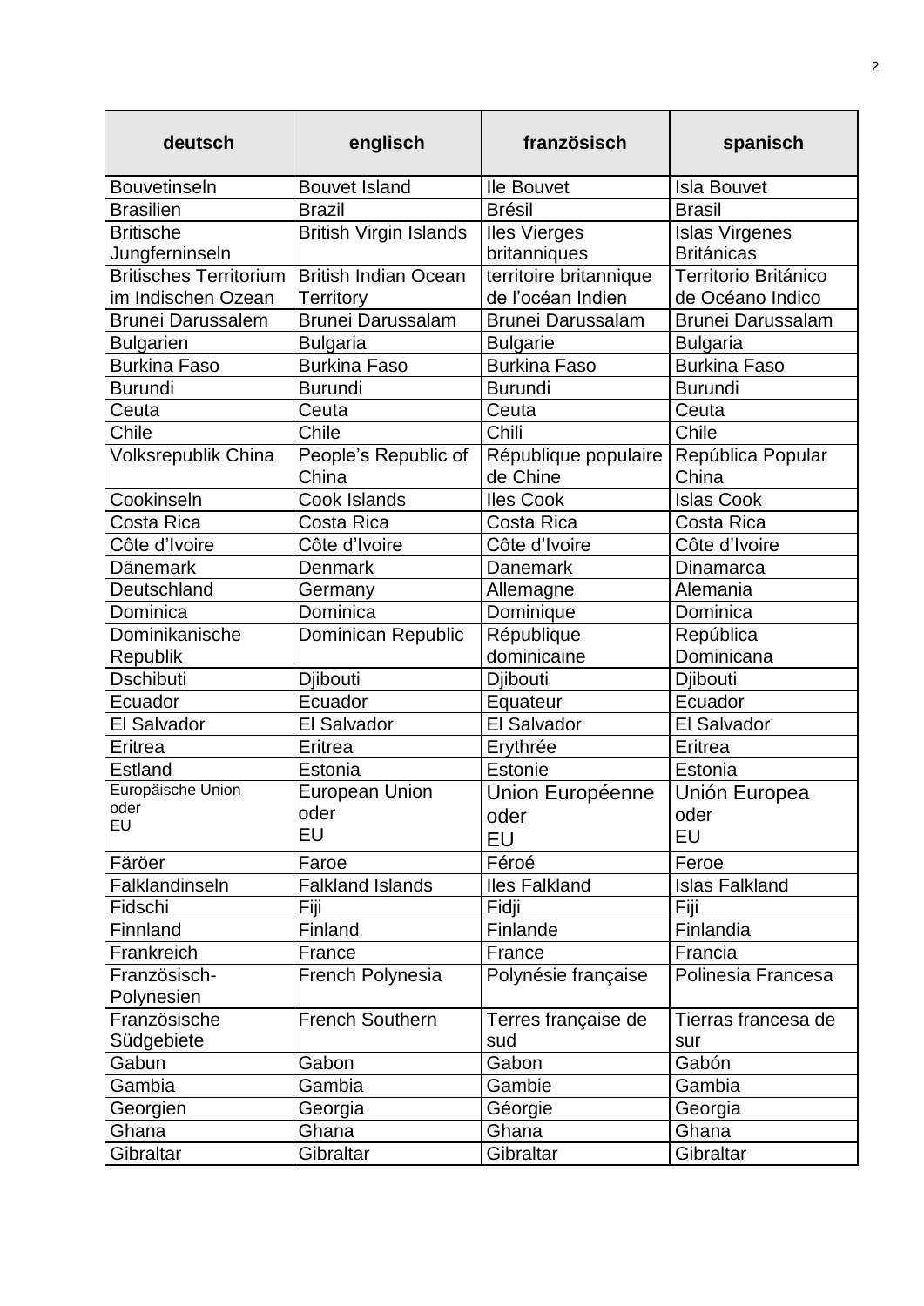| deutsch | englisch | französisch | spanisch |
|---|---|---|---|
| Bouvetinseln | Bouvet Island | Ile Bouvet | Isla Bouvet |
| Brasilien | Brazil | Brésil | Brasil |
| Britische Jungferninseln | British Virgin Islands | Iles Vierges britanniques | Islas Virgenes Británicas |
| Britisches Territorium im Indischen Ozean | British Indian Ocean Territory | territoire britannique de l'océan Indien | Territorio Británico de Océano Indico |
| Brunei Darussalem | Brunei Darussalam | Brunei Darussalam | Brunei Darussalam |
| Bulgarien | Bulgaria | Bulgarie | Bulgaria |
| Burkina Faso | Burkina Faso | Burkina Faso | Burkina Faso |
| Burundi | Burundi | Burundi | Burundi |
| Ceuta | Ceuta | Ceuta | Ceuta |
| Chile | Chile | Chili | Chile |
| Volksrepublik China | People's Republic of China | République populaire de Chine | República Popular China |
| Cookinseln | Cook Islands | Iles Cook | Islas Cook |
| Costa Rica | Costa Rica | Costa Rica | Costa Rica |
| Côte d'Ivoire | Côte d'Ivoire | Côte d'Ivoire | Côte d'Ivoire |
| Dänemark | Denmark | Danemark | Dinamarca |
| Deutschland | Germany | Allemagne | Alemania |
| Dominica | Dominica | Dominique | Dominica |
| Dominikanische Republik | Dominican Republic | République dominicaine | República Dominicana |
| Dschibuti | Djibouti | Djibouti | Djibouti |
| Ecuador | Ecuador | Equateur | Ecuador |
| El Salvador | El Salvador | El Salvador | El Salvador |
| Eritrea | Eritrea | Erythrée | Eritrea |
| Estland | Estonia | Estonie | Estonia |
| Europäische Union oder EU | European Union oder EU | Union Européenne oder EU | Unión Europea oder EU |
| Färöer | Faroe | Féróé | Feroe |
| Falklandinseln | Falkland Islands | Iles Falkland | Islas Falkland |
| Fidschi | Fiji | Fidji | Fiji |
| Finnland | Finland | Finlande | Finlandia |
| Frankreich | France | France | Francia |
| Französisch-Polynesien | French Polynesia | Polynésie française | Polinesia Francesa |
| Französische Südgebiete | French Southern | Terres française de sud | Tierras francesa de sur |
| Gabun | Gabon | Gabon | Gabón |
| Gambia | Gambia | Gambie | Gambia |
| Georgien | Georgia | Géorgie | Georgia |
| Ghana | Ghana | Ghana | Ghana |
| Gibraltar | Gibraltar | Gibraltar | Gibraltar |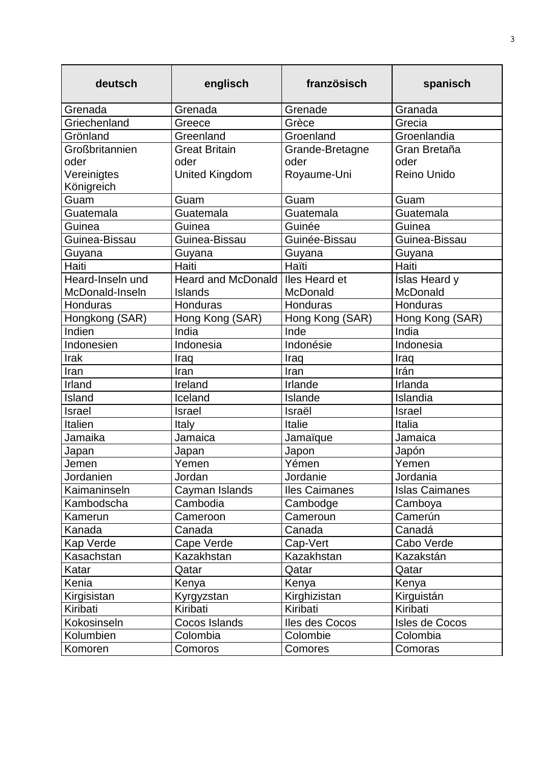| deutsch | englisch | französisch | spanisch |
|---|---|---|---|
| Grenada | Grenada | Grenade | Granada |
| Griechenland | Greece | Grèce | Grecia |
| Grönland | Greenland | Groenland | Groenlandia |
| Großbritannien oder Vereinigtes Königreich | Great Britain oder United Kingdom | Grande-Bretagne oder Royaume-Uni | Gran Bretaña oder Reino Unido |
| Guam | Guam | Guam | Guam |
| Guatemala | Guatemala | Guatemala | Guatemala |
| Guinea | Guinea | Guinée | Guinea |
| Guinea-Bissau | Guinea-Bissau | Guinée-Bissau | Guinea-Bissau |
| Guyana | Guyana | Guyana | Guyana |
| Haiti | Haiti | Haïti | Haiti |
| Heard-Inseln und McDonald-Inseln | Heard and McDonald Islands | Iles Heard et McDonald | Íslas Heard y McDonald |
| Honduras | Honduras | Honduras | Honduras |
| Hongkong (SAR) | Hong Kong (SAR) | Hong Kong (SAR) | Hong Kong (SAR) |
| Indien | India | Inde | India |
| Indonesien | Indonesia | Indonésie | Indonesia |
| Irak | Iraq | Iraq | Iraq |
| Iran | Iran | Iran | Irán |
| Irland | Ireland | Irlande | Irlanda |
| Island | Iceland | Islande | Islandia |
| Israel | Israel | Israël | Israel |
| Italien | Italy | Italie | Italia |
| Jamaika | Jamaica | Jamaïque | Jamaica |
| Japan | Japan | Japon | Japón |
| Jemen | Yemen | Yémen | Yemen |
| Jordanien | Jordan | Jordanie | Jordania |
| Kaimaninseln | Cayman Islands | Iles Caimanes | Islas Caimanes |
| Kambodscha | Cambodia | Cambodge | Camboya |
| Kamerun | Cameroon | Cameroun | Camerún |
| Kanada | Canada | Canada | Canadá |
| Kap Verde | Cape Verde | Cap-Vert | Cabo Verde |
| Kasachstan | Kazakhstan | Kazakhstan | Kazakstán |
| Katar | Qatar | Qatar | Qatar |
| Kenia | Kenya | Kenya | Kenya |
| Kirgisistan | Kyrgyzstan | Kirghizistan | Kirguistán |
| Kiribati | Kiribati | Kiribati | Kiribati |
| Kokosinseln | Cocos Islands | Iles des Cocos | Isles de Cocos |
| Kolumbien | Colombia | Colombie | Colombia |
| Komoren | Comoros | Comores | Comoras |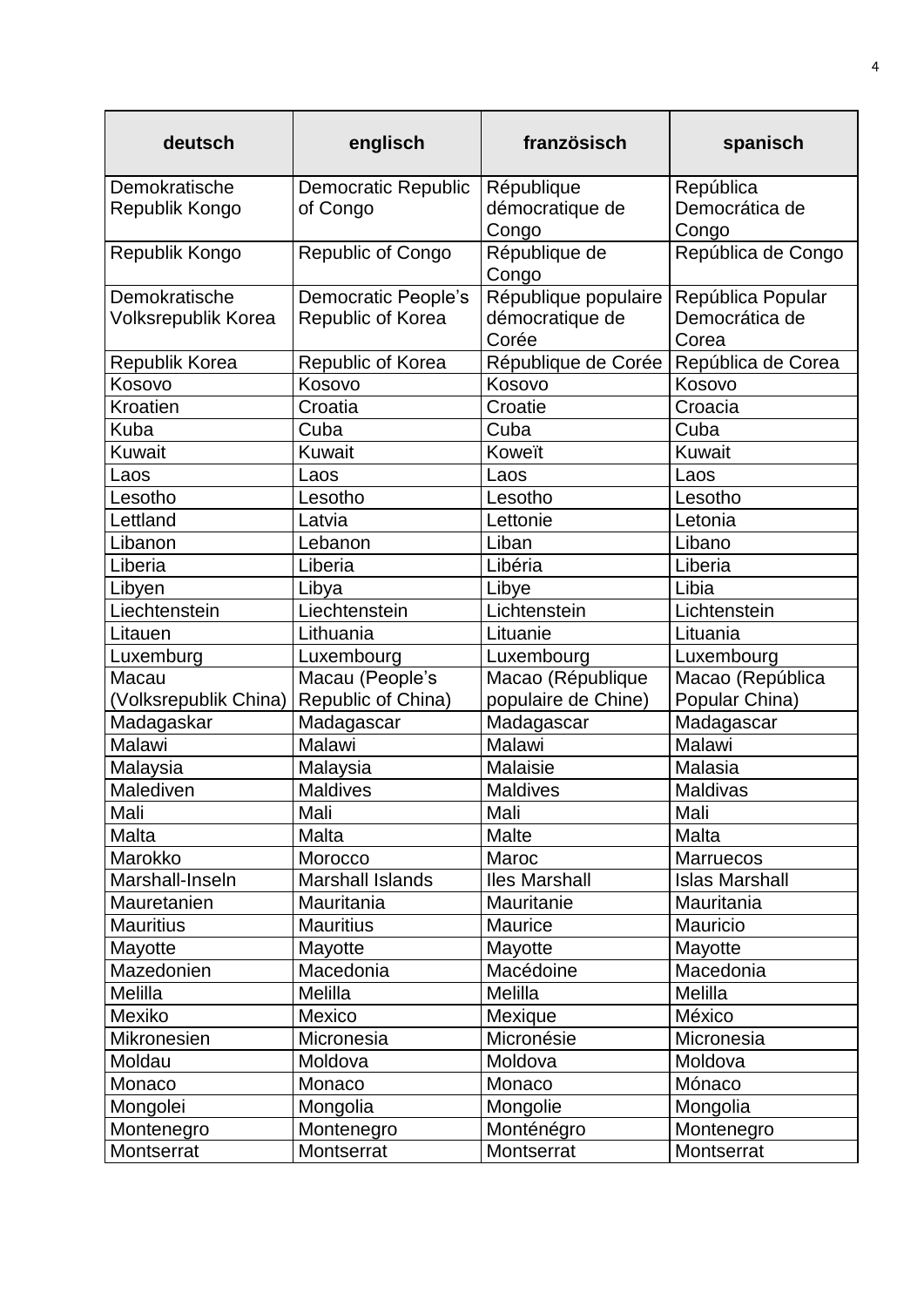| deutsch | englisch | französisch | spanisch |
|---|---|---|---|
| Demokratische Republik Kongo | Democratic Republic of Congo | République démocratique de Congo | República Democrática de Congo |
| Republik Kongo | Republic of Congo | République de Congo | República de Congo |
| Demokratische Volksrepublik Korea | Democratic People's Republic of Korea | République populaire démocratique de Corée | República Popular Democrática de Corea |
| Republik Korea | Republic of Korea | République de Corée | República de Corea |
| Kosovo | Kosovo | Kosovo | Kosovo |
| Kroatien | Croatia | Croatie | Croacia |
| Kuba | Cuba | Cuba | Cuba |
| Kuwait | Kuwait | Koweït | Kuwait |
| Laos | Laos | Laos | Laos |
| Lesotho | Lesotho | Lesotho | Lesotho |
| Lettland | Latvia | Lettonie | Letonia |
| Libanon | Lebanon | Liban | Libano |
| Liberia | Liberia | Libéria | Liberia |
| Libyen | Libya | Libye | Libia |
| Liechtenstein | Liechtenstein | Lichtenstein | Lichtenstein |
| Litauen | Lithuania | Lituanie | Lituania |
| Luxemburg | Luxembourg | Luxembourg | Luxembourg |
| Macau (Volksrepublik China) | Macau (People's Republic of China) | Macao (République populaire de Chine) | Macao (República Popular China) |
| Madagaskar | Madagascar | Madagascar | Madagascar |
| Malawi | Malawi | Malawi | Malawi |
| Malaysia | Malaysia | Malaisie | Malasia |
| Malediven | Maldives | Maldives | Maldivas |
| Mali | Mali | Mali | Mali |
| Malta | Malta | Malte | Malta |
| Marokko | Morocco | Maroc | Marruecos |
| Marshall-Inseln | Marshall Islands | Iles Marshall | Islas Marshall |
| Mauretanien | Mauritania | Mauritanie | Mauritania |
| Mauritius | Mauritius | Maurice | Mauricio |
| Mayotte | Mayotte | Mayotte | Mayotte |
| Mazedonien | Macedonia | Macédoine | Macedonia |
| Melilla | Melilla | Melilla | Melilla |
| Mexiko | Mexico | Mexique | México |
| Mikronesien | Micronesia | Micronésie | Micronesia |
| Moldau | Moldova | Moldova | Moldova |
| Monaco | Monaco | Monaco | Mónaco |
| Mongolei | Mongolia | Mongolie | Mongolia |
| Montenegro | Montenegro | Monténégro | Montenegro |
| Montserrat | Montserrat | Montserrat | Montserrat |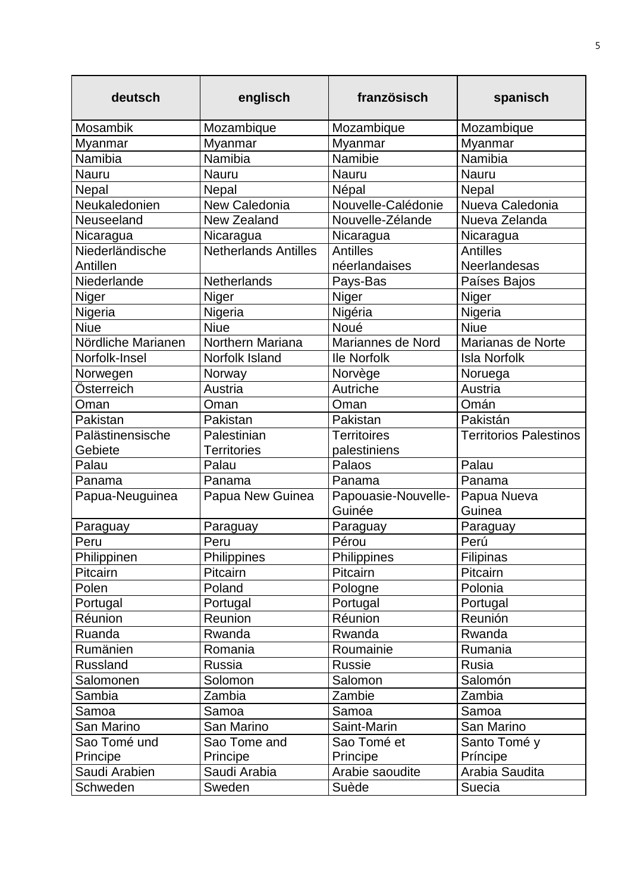| deutsch | englisch | französisch | spanisch |
|---|---|---|---|
| Mosambik | Mozambique | Mozambique | Mozambique |
| Myanmar | Myanmar | Myanmar | Myanmar |
| Namibia | Namibia | Namibie | Namibia |
| Nauru | Nauru | Nauru | Nauru |
| Nepal | Nepal | Népal | Nepal |
| Neukaledonien | New Caledonia | Nouvelle-Calédonie | Nueva Caledonia |
| Neuseeland | New Zealand | Nouvelle-Zélande | Nueva Zelanda |
| Nicaragua | Nicaragua | Nicaragua | Nicaragua |
| Niederländische Antillen | Netherlands Antilles | Antilles néerlandaises | Antilles Neerlandesas |
| Niederlande | Netherlands | Pays-Bas | Países Bajos |
| Niger | Niger | Niger | Niger |
| Nigeria | Nigeria | Nigéria | Nigeria |
| Niue | Niue | Noué | Niue |
| Nördliche Marianen | Northern Mariana | Mariannes de Nord | Marianas de Norte |
| Norfolk-Insel | Norfolk Island | Ile Norfolk | Isla Norfolk |
| Norwegen | Norway | Norvège | Noruega |
| Österreich | Austria | Autriche | Austria |
| Oman | Oman | Oman | Omán |
| Pakistan | Pakistan | Pakistan | Pakistán |
| Palästinensische Gebiete | Palestinian Territories | Territoires palestiniens | Territorios Palestinos |
| Palau | Palau | Palaos | Palau |
| Panama | Panama | Panama | Panama |
| Papua-Neuguinea | Papua New Guinea | Papouasie-Nouvelle-Guinée | Papua Nueva Guinea |
| Paraguay | Paraguay | Paraguay | Paraguay |
| Peru | Peru | Pérou | Perú |
| Philippinen | Philippines | Philippines | Filipinas |
| Pitcairn | Pitcairn | Pitcairn | Pitcairn |
| Polen | Poland | Pologne | Polonia |
| Portugal | Portugal | Portugal | Portugal |
| Réunion | Reunion | Réunion | Reunión |
| Ruanda | Rwanda | Rwanda | Rwanda |
| Rumänien | Romania | Roumainie | Rumania |
| Russland | Russia | Russie | Rusia |
| Salomonen | Solomon | Salomon | Salomón |
| Sambia | Zambia | Zambie | Zambia |
| Samoa | Samoa | Samoa | Samoa |
| San Marino | San Marino | Saint-Marin | San Marino |
| Sao Tomé und Principe | Sao Tome and Principe | Sao Tomé et Principe | Santo Tomé y Príncipe |
| Saudi Arabien | Saudi Arabia | Arabie saoudite | Arabia Saudita |
| Schweden | Sweden | Suède | Suecia |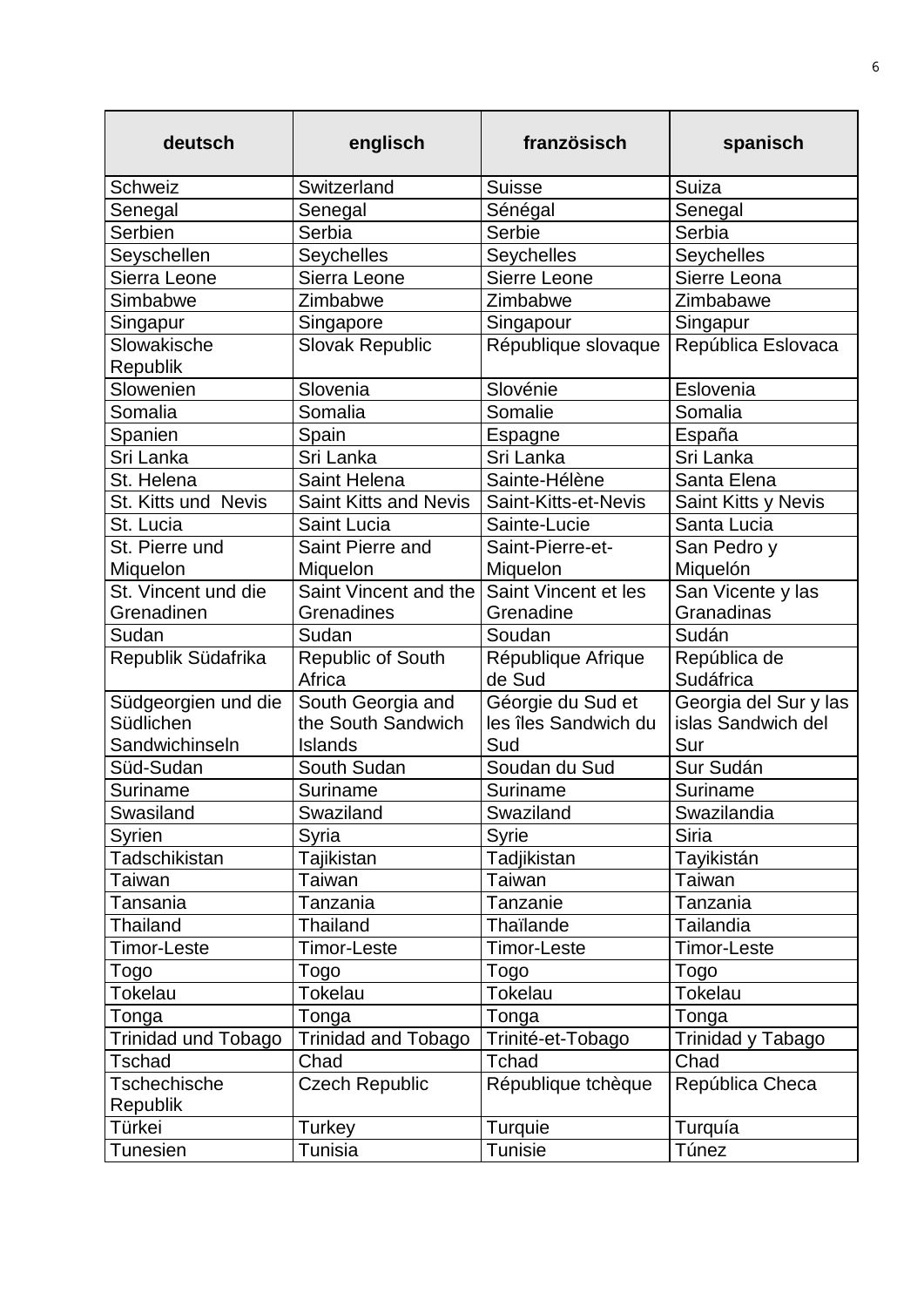| deutsch | englisch | französisch | spanisch |
|---|---|---|---|
| Schweiz | Switzerland | Suisse | Suiza |
| Senegal | Senegal | Sénégal | Senegal |
| Serbien | Serbia | Serbie | Serbia |
| Seyschellen | Seychelles | Seychelles | Seychelles |
| Sierra Leone | Sierra Leone | Sierre Leone | Sierre Leona |
| Simbabwe | Zimbabwe | Zimbabwe | Zimbabawe |
| Singapur | Singapore | Singapour | Singapur |
| Slowakische Republik | Slovak Republic | République slovaque | República Eslovaca |
| Slowenien | Slovenia | Slovénie | Eslovenia |
| Somalia | Somalia | Somalie | Somalia |
| Spanien | Spain | Espagne | España |
| Sri Lanka | Sri Lanka | Sri Lanka | Sri Lanka |
| St. Helena | Saint Helena | Sainte-Hélène | Santa Elena |
| St. Kitts und Nevis | Saint Kitts and Nevis | Saint-Kitts-et-Nevis | Saint Kitts y Nevis |
| St. Lucia | Saint Lucia | Sainte-Lucie | Santa Lucia |
| St. Pierre und Miquelon | Saint Pierre and Miquelon | Saint-Pierre-et-Miquelon | San Pedro y Miquelón |
| St. Vincent und die Grenadinen | Saint Vincent and the Grenadines | Saint Vincent et les Grenadine | San Vicente y las Granadinas |
| Sudan | Sudan | Soudan | Sudán |
| Republik Südafrika | Republic of South Africa | République Afrique de Sud | República de Sudáfrica |
| Südgeorgien und die Südlichen Sandwichinseln | South Georgia and the South Sandwich Islands | Géorgie du Sud et les îles Sandwich du Sud | Georgia del Sur y las islas Sandwich del Sur |
| Süd-Sudan | South Sudan | Soudan du Sud | Sur Sudán |
| Suriname | Suriname | Suriname | Suriname |
| Swasiland | Swaziland | Swaziland | Swazilandia |
| Syrien | Syria | Syrie | Siria |
| Tadschikistan | Tajikistan | Tadjikistan | Tayikistán |
| Taiwan | Taiwan | Taiwan | Taiwan |
| Tansania | Tanzania | Tanzanie | Tanzania |
| Thailand | Thailand | Thaïlande | Tailandia |
| Timor-Leste | Timor-Leste | Timor-Leste | Timor-Leste |
| Togo | Togo | Togo | Togo |
| Tokelau | Tokelau | Tokelau | Tokelau |
| Tonga | Tonga | Tonga | Tonga |
| Trinidad und Tobago | Trinidad and Tobago | Trinité-et-Tobago | Trinidad y Tabago |
| Tschad | Chad | Tchad | Chad |
| Tschechische Republik | Czech Republic | République tchèque | República Checa |
| Türkei | Turkey | Turquie | Turquía |
| Tunesien | Tunisia | Tunisie | Túnez |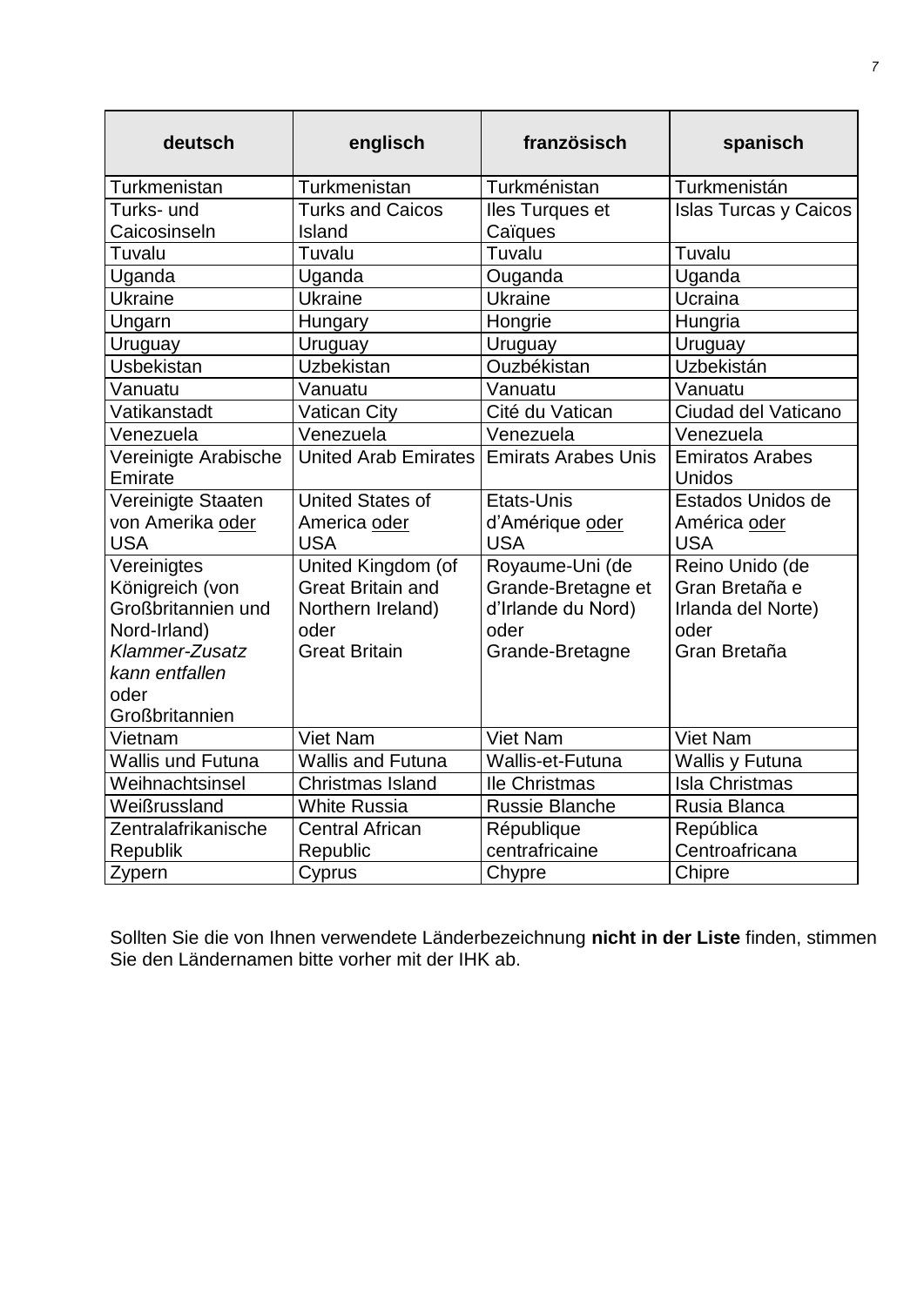| deutsch | englisch | französisch | spanisch |
|---|---|---|---|
| Turkmenistan | Turkmenistan | Turkménistan | Turkmenistán |
| Turks- und Caicosinseln | Turks and Caicos Island | Iles Turques et Caïques | Islas Turcas y Caicos |
| Tuvalu | Tuvalu | Tuvalu | Tuvalu |
| Uganda | Uganda | Ouganda | Uganda |
| Ukraine | Ukraine | Ukraine | Ucraina |
| Ungarn | Hungary | Hongrie | Hungria |
| Uruguay | Uruguay | Uruguay | Uruguay |
| Usbekistan | Uzbekistan | Ouzbékistan | Uzbekistán |
| Vanuatu | Vanuatu | Vanuatu | Vanuatu |
| Vatikanstadt | Vatican City | Cité du Vatican | Ciudad del Vaticano |
| Venezuela | Venezuela | Venezuela | Venezuela |
| Vereinigte Arabische Emirate | United Arab Emirates | Emirats Arabes Unis | Emiratos Arabes Unidos |
| Vereinigte Staaten von Amerika oder USA | United States of America oder USA | Etats-Unis d'Amérique oder USA | Estados Unidos de América oder USA |
| Vereinigtes Königreich (von Großbritannien und Nord-Irland) *Klammer-Zusatz kann entfallen* oder Großbritannien | United Kingdom (of Great Britain and Northern Ireland) oder Great Britain | Royaume-Uni (de Grande-Bretagne et d'Irlande du Nord) oder Grande-Bretagne | Reino Unido (de Gran Bretaña e Irlanda del Norte) oder Gran Bretaña |
| Vietnam | Viet Nam | Viet Nam | Viet Nam |
| Wallis und Futuna | Wallis and Futuna | Wallis-et-Futuna | Wallis y Futuna |
| Weihnachtsinsel | Christmas Island | Ile Christmas | Isla Christmas |
| Weißrussland | White Russia | Russie Blanche | Rusia Blanca |
| Zentralafrikanische Republik | Central African Republic | République centrafricaine | República Centroafricana |
| Zypern | Cyprus | Chypre | Chipre |

Sollten Sie die von Ihnen verwendete Länderbezeichnung **nicht in der Liste** finden, stimmen Sie den Ländernamen bitte vorher mit der IHK ab.